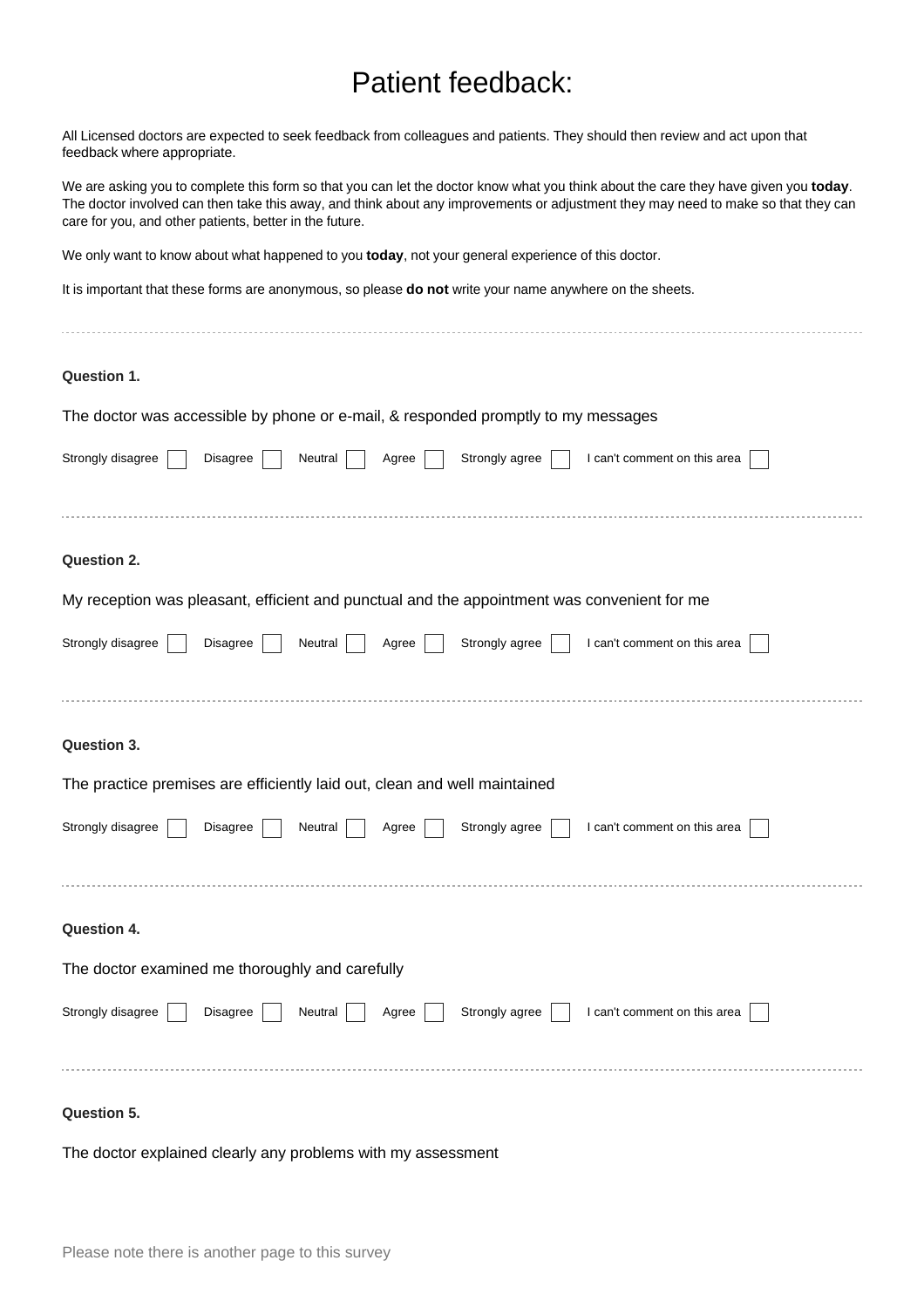# Patient feedback:

All Licensed doctors are expected to seek feedback from colleagues and patients. They should then review and act upon that feedback where appropriate.

We are asking you to complete this form so that you can let the doctor know what you think about the care they have given you **today**. The doctor involved can then take this away, and think about any improvements or adjustment they may need to make so that they can care for you, and other patients, better in the future.

We only want to know about what happened to you **today**, not your general experience of this doctor.

It is important that these forms are anonymous, so please **do not** write your name anywhere on the sheets.

---

**Question 1.**

The doctor was accessible by phone or e-mail, & responded promptly to my messages

Strongly disagree ☐ Disagree ☐ Neutral ☐ Agree ☐ Strongly agree ☐ I can't comment on this area ☐

---

**Question 2.**

My reception was pleasant, efficient and punctual and the appointment was convenient for me

Strongly disagree ☐ Disagree ☐ Neutral ☐ Agree ☐ Strongly agree ☐ I can't comment on this area ☐

---

**Question 3.**

The practice premises are efficiently laid out, clean and well maintained

Strongly disagree ☐ Disagree ☐ Neutral ☐ Agree ☐ Strongly agree ☐ I can't comment on this area ☐

---

**Question 4.**

The doctor examined me thoroughly and carefully

Strongly disagree ☐ Disagree ☐ Neutral ☐ Agree ☐ Strongly agree ☐ I can't comment on this area ☐

---

**Question 5.**

The doctor explained clearly any problems with my assessment

Please note there is another page to this survey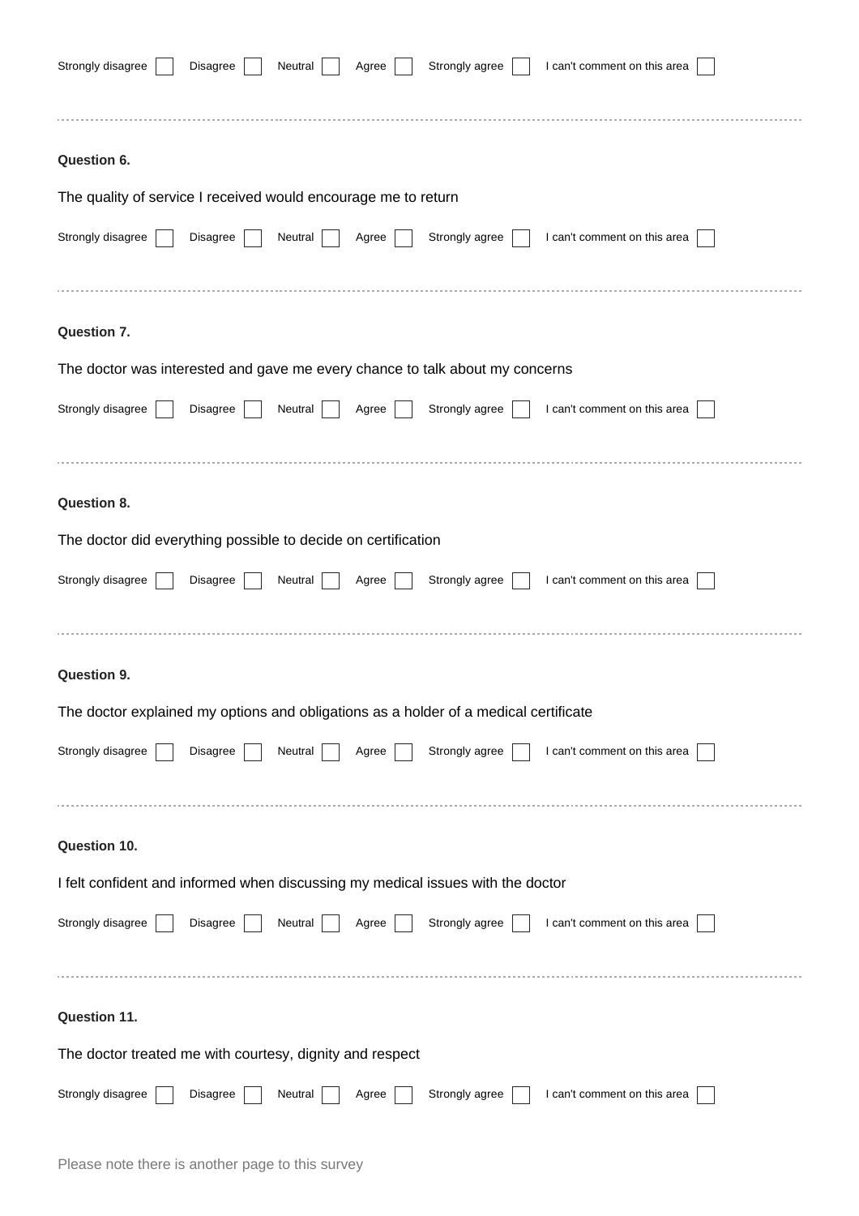Strongly disagree ☐ Disagree ☐ Neutral ☐ Agree ☐ Strongly agree ☐ I can't comment on this area ☐

---

**Question 6.**

The quality of service I received would encourage me to return

Strongly disagree ☐ Disagree ☐ Neutral ☐ Agree ☐ Strongly agree ☐ I can't comment on this area ☐

---

**Question 7.**

The doctor was interested and gave me every chance to talk about my concerns

Strongly disagree ☐ Disagree ☐ Neutral ☐ Agree ☐ Strongly agree ☐ I can't comment on this area ☐

---

**Question 8.**

The doctor did everything possible to decide on certification

Strongly disagree ☐ Disagree ☐ Neutral ☐ Agree ☐ Strongly agree ☐ I can't comment on this area ☐

---

**Question 9.**

The doctor explained my options and obligations as a holder of a medical certificate

Strongly disagree ☐ Disagree ☐ Neutral ☐ Agree ☐ Strongly agree ☐ I can't comment on this area ☐

---

**Question 10.**

I felt confident and informed when discussing my medical issues with the doctor

Strongly disagree ☐ Disagree ☐ Neutral ☐ Agree ☐ Strongly agree ☐ I can't comment on this area ☐

---

**Question 11.**

The doctor treated me with courtesy, dignity and respect

Strongly disagree ☐ Disagree ☐ Neutral ☐ Agree ☐ Strongly agree ☐ I can't comment on this area ☐

Please note there is another page to this survey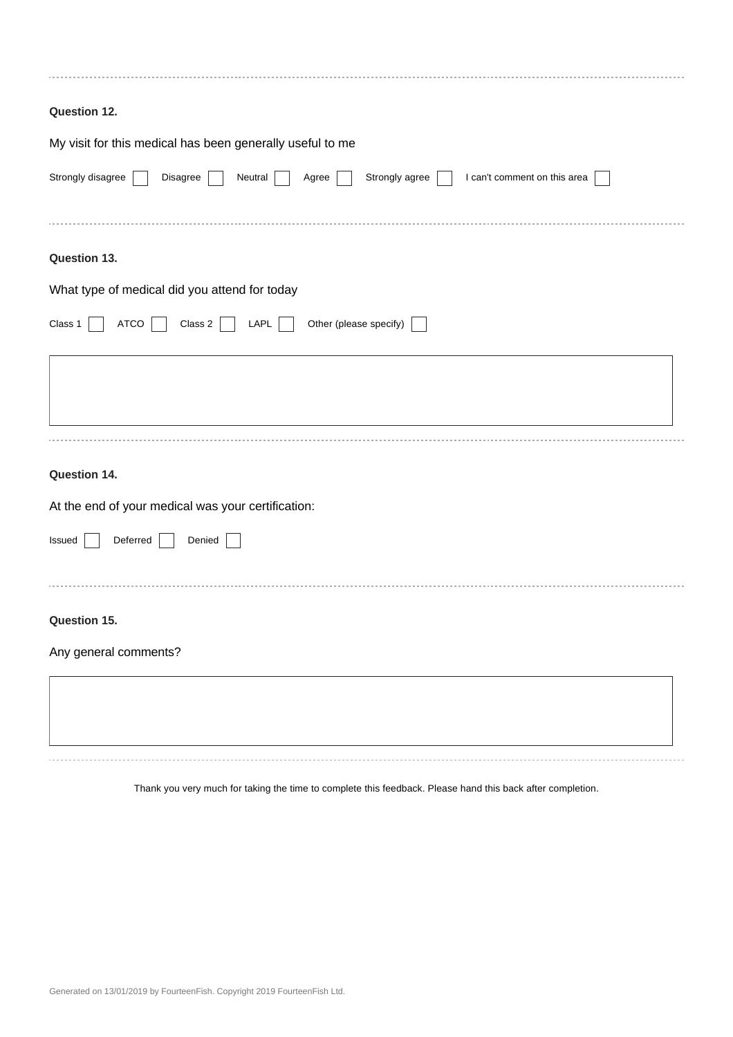**Question 12.**

My visit for this medical has been generally useful to me

Strongly disagree ☐ Disagree ☐ Neutral ☐ Agree ☐ Strongly agree ☐ I can't comment on this area ☐

**Question 13.**

What type of medical did you attend for today

Class 1 ☐ ATCO ☐ Class 2 ☐ LAPL ☐ Other (please specify) ☐

**Question 14.**

At the end of your medical was your certification:

Issued ☐ Deferred ☐ Denied ☐

**Question 15.**

Any general comments?

Thank you very much for taking the time to complete this feedback. Please hand this back after completion.

Generated on 13/01/2019 by FourteenFish. Copyright 2019 FourteenFish Ltd.